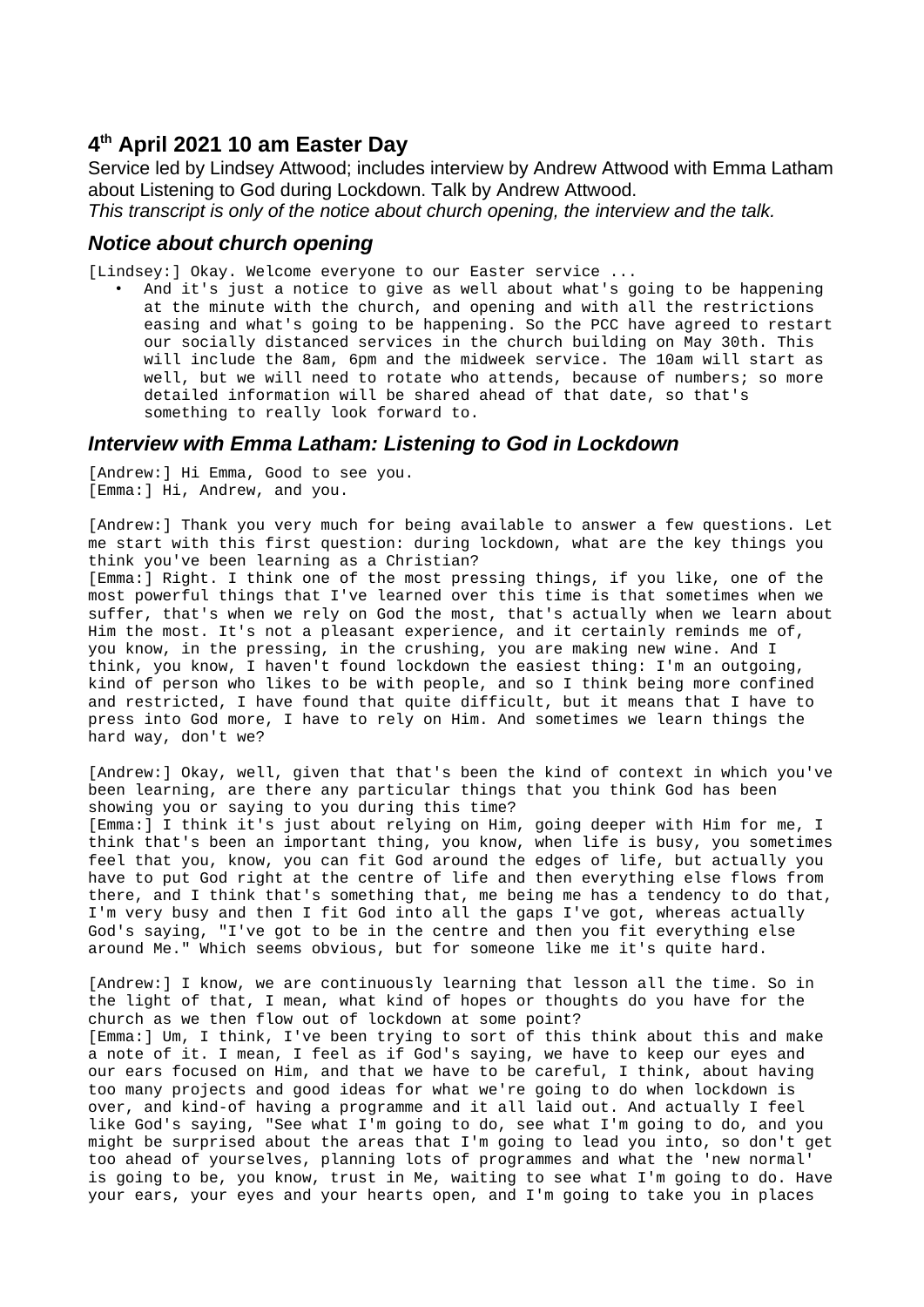## 4th April 2021 10 am Easter Day

Service led by Lindsey Attwood; includes interview by Andrew Attwood with Emma Latham about Listening to God during Lockdown. Talk by Andrew Attwood.

*This transcript is only of the notice about church opening, the interview and the talk.*

### *Notice about church opening*

[Lindsey:] Okay. Welcome everyone to our Easter service ...

- And it's just a notice to give as well about what's going to be happening at the minute with the church, and opening and with all the restrictions easing and what's going to be happening. So the PCC have agreed to restart our socially distanced services in the church building on May 30th. This will include the 8am, 6pm and the midweek service. The 10am will start as well, but we will need to rotate who attends, because of numbers; so more detailed information will be shared ahead of that date, so that's something to really look forward to.

### *Interview with Emma Latham: Listening to God in Lockdown*

[Andrew:] Hi Emma, Good to see you.
[Emma:] Hi, Andrew, and you.

[Andrew:] Thank you very much for being available to answer a few questions. Let me start with this first question: during lockdown, what are the key things you think you've been learning as a Christian?
[Emma:] Right. I think one of the most pressing things, if you like, one of the most powerful things that I've learned over this time is that sometimes when we suffer, that's when we rely on God the most, that's actually when we learn about Him the most. It's not a pleasant experience, and it certainly reminds me of, you know, in the pressing, in the crushing, you are making new wine. And I think, you know, I haven't found lockdown the easiest thing: I'm an outgoing, kind of person who likes to be with people, and so I think being more confined and restricted, I have found that quite difficult, but it means that I have to press into God more, I have to rely on Him. And sometimes we learn things the hard way, don't we?

[Andrew:] Okay, well, given that that's been the kind of context in which you've been learning, are there any particular things that you think God has been showing you or saying to you during this time?
[Emma:] I think it's just about relying on Him, going deeper with Him for me, I think that's been an important thing, you know, when life is busy, you sometimes feel that you, know, you can fit God around the edges of life, but actually you have to put God right at the centre of life and then everything else flows from there, and I think that's something that, me being me has a tendency to do that, I'm very busy and then I fit God into all the gaps I've got, whereas actually God's saying, "I've got to be in the centre and then you fit everything else around Me." Which seems obvious, but for someone like me it's quite hard.

[Andrew:] I know, we are continuously learning that lesson all the time. So in the light of that, I mean, what kind of hopes or thoughts do you have for the church as we then flow out of lockdown at some point?
[Emma:] Um, I think, I've been trying to sort of this think about this and make a note of it. I mean, I feel as if God's saying, we have to keep our eyes and our ears focused on Him, and that we have to be careful, I think, about having too many projects and good ideas for what we're going to do when lockdown is over, and kind-of having a programme and it all laid out. And actually I feel like God's saying, "See what I'm going to do, see what I'm going to do, and you might be surprised about the areas that I'm going to lead you into, so don't get too ahead of yourselves, planning lots of programmes and what the 'new normal' is going to be, you know, trust in Me, waiting to see what I'm going to do. Have your ears, your eyes and your hearts open, and I'm going to take you in places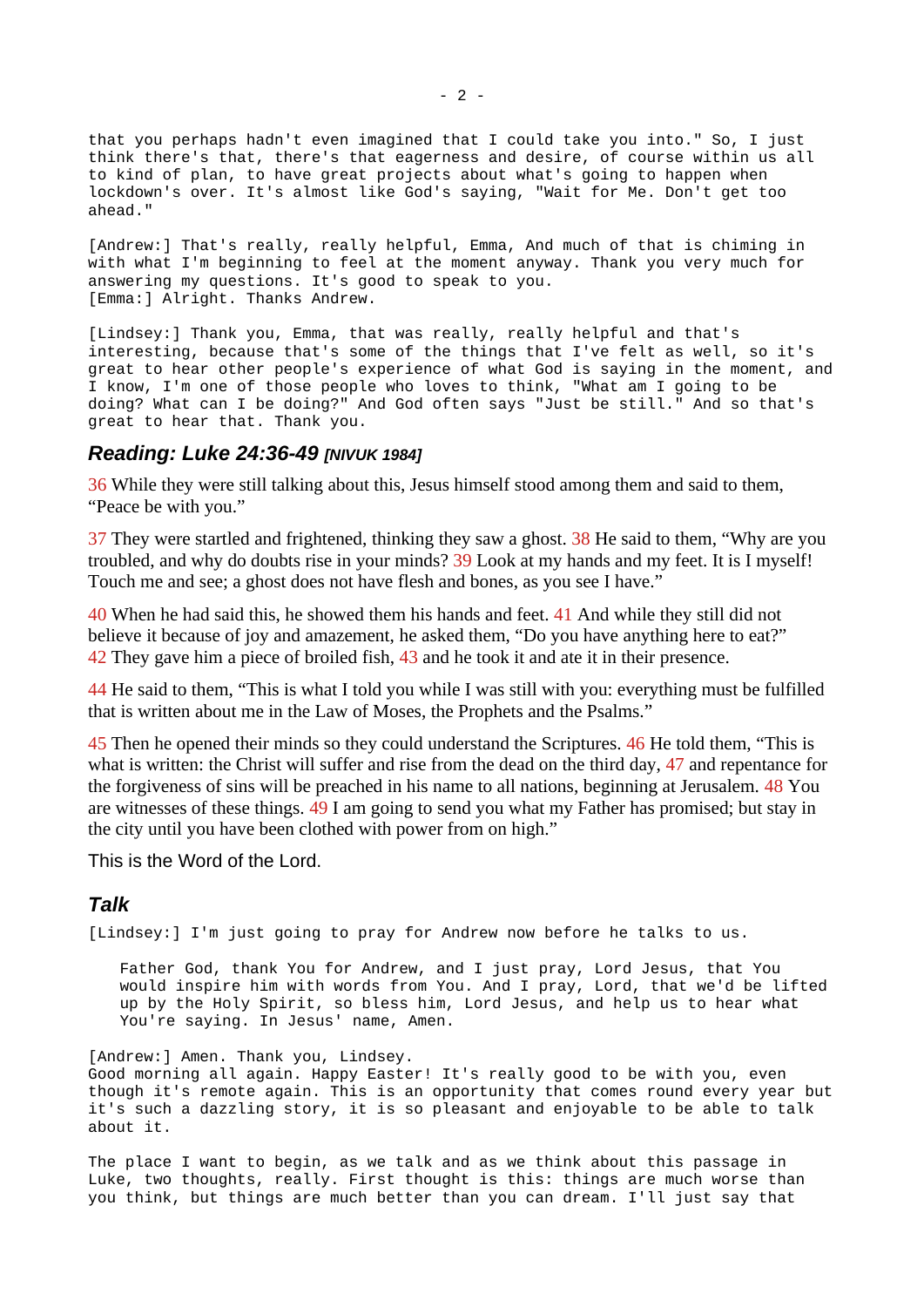that you perhaps hadn't even imagined that I could take you into." So, I just think there's that, there's that eagerness and desire, of course within us all to kind of plan, to have great projects about what's going to happen when lockdown's over. It's almost like God's saying, "Wait for Me. Don't get too ahead."

[Andrew:] That's really, really helpful, Emma, And much of that is chiming in with what I'm beginning to feel at the moment anyway. Thank you very much for answering my questions. It's good to speak to you.
[Emma:] Alright. Thanks Andrew.

[Lindsey:] Thank you, Emma, that was really, really helpful and that's interesting, because that's some of the things that I've felt as well, so it's great to hear other people's experience of what God is saying in the moment, and I know, I'm one of those people who loves to think, "What am I going to be doing? What can I be doing?" And God often says "Just be still." And so that's great to hear that. Thank you.

## *Reading: Luke 24:36-49 [NIVUK 1984]*

36 While they were still talking about this, Jesus himself stood among them and said to them, "Peace be with you."

37 They were startled and frightened, thinking they saw a ghost. 38 He said to them, "Why are you troubled, and why do doubts rise in your minds? 39 Look at my hands and my feet. It is I myself! Touch me and see; a ghost does not have flesh and bones, as you see I have."

40 When he had said this, he showed them his hands and feet. 41 And while they still did not believe it because of joy and amazement, he asked them, "Do you have anything here to eat?" 42 They gave him a piece of broiled fish, 43 and he took it and ate it in their presence.

44 He said to them, "This is what I told you while I was still with you: everything must be fulfilled that is written about me in the Law of Moses, the Prophets and the Psalms."

45 Then he opened their minds so they could understand the Scriptures. 46 He told them, "This is what is written: the Christ will suffer and rise from the dead on the third day, 47 and repentance for the forgiveness of sins will be preached in his name to all nations, beginning at Jerusalem. 48 You are witnesses of these things. 49 I am going to send you what my Father has promised; but stay in the city until you have been clothed with power from on high."

This is the Word of the Lord.

## *Talk*

[Lindsey:] I'm just going to pray for Andrew now before he talks to us.

> Father God, thank You for Andrew, and I just pray, Lord Jesus, that You would inspire him with words from You. And I pray, Lord, that we'd be lifted up by the Holy Spirit, so bless him, Lord Jesus, and help us to hear what You're saying. In Jesus' name, Amen.

[Andrew:] Amen. Thank you, Lindsey.
Good morning all again. Happy Easter! It's really good to be with you, even though it's remote again. This is an opportunity that comes round every year but it's such a dazzling story, it is so pleasant and enjoyable to be able to talk about it.

The place I want to begin, as we talk and as we think about this passage in Luke, two thoughts, really. First thought is this: things are much worse than you think, but things are much better than you can dream. I'll just say that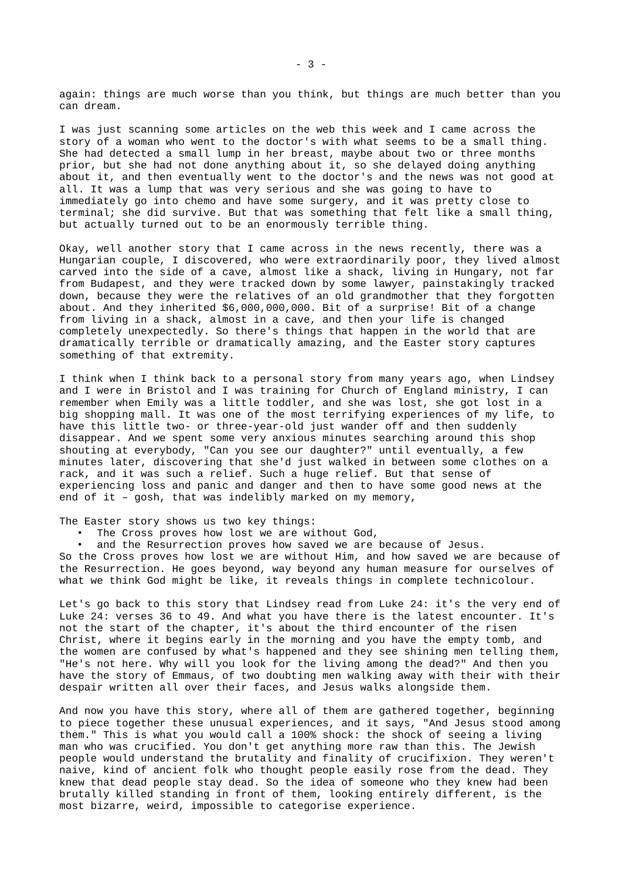again: things are much worse than you think, but things are much better than you can dream.

I was just scanning some articles on the web this week and I came across the story of a woman who went to the doctor's with what seems to be a small thing. She had detected a small lump in her breast, maybe about two or three months prior, but she had not done anything about it, so she delayed doing anything about it, and then eventually went to the doctor's and the news was not good at all. It was a lump that was very serious and she was going to have to immediately go into chemo and have some surgery, and it was pretty close to terminal; she did survive. But that was something that felt like a small thing, but actually turned out to be an enormously terrible thing.

Okay, well another story that I came across in the news recently, there was a Hungarian couple, I discovered, who were extraordinarily poor, they lived almost carved into the side of a cave, almost like a shack, living in Hungary, not far from Budapest, and they were tracked down by some lawyer, painstakingly tracked down, because they were the relatives of an old grandmother that they forgotten about. And they inherited $6,000,000,000. Bit of a surprise! Bit of a change from living in a shack, almost in a cave, and then your life is changed completely unexpectedly. So there's things that happen in the world that are dramatically terrible or dramatically amazing, and the Easter story captures something of that extremity.

I think when I think back to a personal story from many years ago, when Lindsey and I were in Bristol and I was training for Church of England ministry, I can remember when Emily was a little toddler, and she was lost, she got lost in a big shopping mall. It was one of the most terrifying experiences of my life, to have this little two- or three-year-old just wander off and then suddenly disappear. And we spent some very anxious minutes searching around this shop shouting at everybody, "Can you see our daughter?" until eventually, a few minutes later, discovering that she'd just walked in between some clothes on a rack, and it was such a relief. Such a huge relief. But that sense of experiencing loss and panic and danger and then to have some good news at the end of it – gosh, that was indelibly marked on my memory,

The Easter story shows us two key things:

- The Cross proves how lost we are without God,
- and the Resurrection proves how saved we are because of Jesus.

So the Cross proves how lost we are without Him, and how saved we are because of the Resurrection. He goes beyond, way beyond any human measure for ourselves of what we think God might be like, it reveals things in complete technicolour.

Let's go back to this story that Lindsey read from Luke 24: it's the very end of Luke 24: verses 36 to 49. And what you have there is the latest encounter. It's not the start of the chapter, it's about the third encounter of the risen Christ, where it begins early in the morning and you have the empty tomb, and the women are confused by what's happened and they see shining men telling them, "He's not here. Why will you look for the living among the dead?" And then you have the story of Emmaus, of two doubting men walking away with their with their despair written all over their faces, and Jesus walks alongside them.

And now you have this story, where all of them are gathered together, beginning to piece together these unusual experiences, and it says, "And Jesus stood among them." This is what you would call a 100% shock: the shock of seeing a living man who was crucified. You don't get anything more raw than this. The Jewish people would understand the brutality and finality of crucifixion. They weren't naive, kind of ancient folk who thought people easily rose from the dead. They knew that dead people stay dead. So the idea of someone who they knew had been brutally killed standing in front of them, looking entirely different, is the most bizarre, weird, impossible to categorise experience.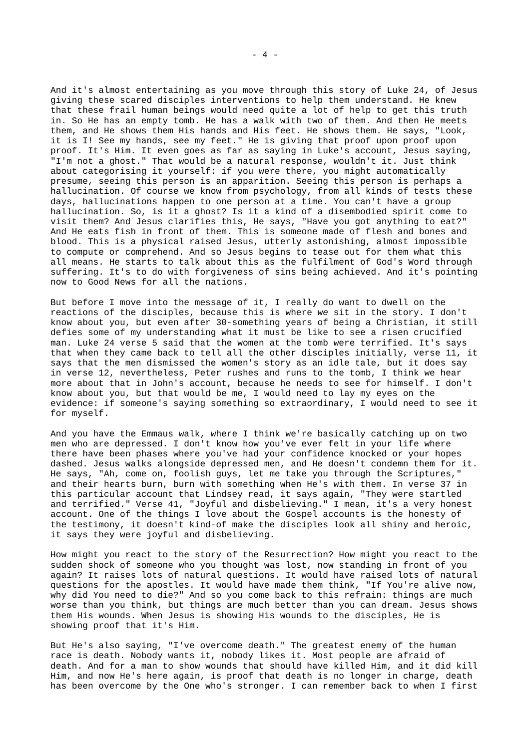And it's almost entertaining as you move through this story of Luke 24, of Jesus giving these scared disciples interventions to help them understand. He knew that these frail human beings would need quite a lot of help to get this truth in. So He has an empty tomb. He has a walk with two of them. And then He meets them, and He shows them His hands and His feet. He shows them. He says, "Look, it is I! See my hands, see my feet." He is giving that proof upon proof upon proof. It's Him. It even goes as far as saying in Luke's account, Jesus saying, "I'm not a ghost." That would be a natural response, wouldn't it. Just think about categorising it yourself: if you were there, you might automatically presume, seeing this person is an apparition. Seeing this person is perhaps a hallucination. Of course we know from psychology, from all kinds of tests these days, hallucinations happen to one person at a time. You can't have a group hallucination. So, is it a ghost? Is it a kind of a disembodied spirit come to visit them? And Jesus clarifies this, He says, "Have you got anything to eat?" And He eats fish in front of them. This is someone made of flesh and bones and blood. This is a physical raised Jesus, utterly astonishing, almost impossible to compute or comprehend. And so Jesus begins to tease out for them what this all means. He starts to talk about this as the fulfilment of God's Word through suffering. It's to do with forgiveness of sins being achieved. And it's pointing now to Good News for all the nations.

But before I move into the message of it, I really do want to dwell on the reactions of the disciples, because this is where *we* sit in the story. I don't know about you, but even after 30-something years of being a Christian, it still defies some of my understanding what it must be like to see a risen crucified man. Luke 24 verse 5 said that the women at the tomb were terrified. It's says that when they came back to tell all the other disciples initially, verse 11, it says that the men dismissed the women's story as an idle tale, but it does say in verse 12, nevertheless, Peter rushes and runs to the tomb, I think we hear more about that in John's account, because he needs to see for himself. I don't know about you, but that would be me, I would need to lay my eyes on the evidence: if someone's saying something so extraordinary, I would need to see it for myself.

And you have the Emmaus walk, where I think we're basically catching up on two men who are depressed. I don't know how you've ever felt in your life where there have been phases where you've had your confidence knocked or your hopes dashed. Jesus walks alongside depressed men, and He doesn't condemn them for it. He says, "Ah, come on, foolish guys, let me take you through the Scriptures," and their hearts burn, burn with something when He's with them. In verse 37 in this particular account that Lindsey read, it says again, "They were startled and terrified." Verse 41, "Joyful and disbelieving." I mean, it's a very honest account. One of the things I love about the Gospel accounts is the honesty of the testimony, it doesn't kind-of make the disciples look all shiny and heroic, it says they were joyful and disbelieving.

How might you react to the story of the Resurrection? How might you react to the sudden shock of someone who you thought was lost, now standing in front of you again? It raises lots of natural questions. It would have raised lots of natural questions for the apostles. It would have made them think, "If You're alive now, why did You need to die?" And so you come back to this refrain: things are much worse than you think, but things are much better than you can dream. Jesus shows them His wounds. When Jesus is showing His wounds to the disciples, He is showing proof that it's Him.

But He's also saying, "I've overcome death." The greatest enemy of the human race is death. Nobody wants it, nobody likes it. Most people are afraid of death. And for a man to show wounds that should have killed Him, and it did kill Him, and now He's here again, is proof that death is no longer in charge, death has been overcome by the One who's stronger. I can remember back to when I first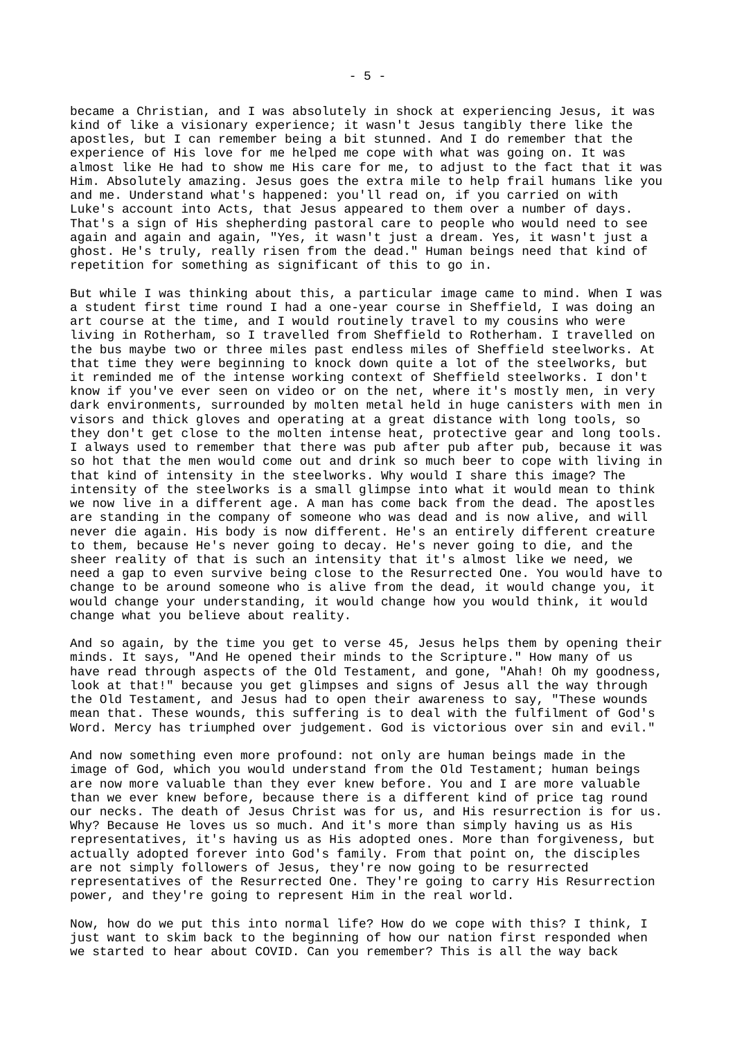became a Christian, and I was absolutely in shock at experiencing Jesus, it was kind of like a visionary experience; it wasn't Jesus tangibly there like the apostles, but I can remember being a bit stunned. And I do remember that the experience of His love for me helped me cope with what was going on. It was almost like He had to show me His care for me, to adjust to the fact that it was Him. Absolutely amazing. Jesus goes the extra mile to help frail humans like you and me. Understand what's happened: you'll read on, if you carried on with Luke's account into Acts, that Jesus appeared to them over a number of days. That's a sign of His shepherding pastoral care to people who would need to see again and again and again, "Yes, it wasn't just a dream. Yes, it wasn't just a ghost. He's truly, really risen from the dead." Human beings need that kind of repetition for something as significant of this to go in.

But while I was thinking about this, a particular image came to mind. When I was a student first time round I had a one-year course in Sheffield, I was doing an art course at the time, and I would routinely travel to my cousins who were living in Rotherham, so I travelled from Sheffield to Rotherham. I travelled on the bus maybe two or three miles past endless miles of Sheffield steelworks. At that time they were beginning to knock down quite a lot of the steelworks, but it reminded me of the intense working context of Sheffield steelworks. I don't know if you've ever seen on video or on the net, where it's mostly men, in very dark environments, surrounded by molten metal held in huge canisters with men in visors and thick gloves and operating at a great distance with long tools, so they don't get close to the molten intense heat, protective gear and long tools. I always used to remember that there was pub after pub after pub, because it was so hot that the men would come out and drink so much beer to cope with living in that kind of intensity in the steelworks. Why would I share this image? The intensity of the steelworks is a small glimpse into what it would mean to think we now live in a different age. A man has come back from the dead. The apostles are standing in the company of someone who was dead and is now alive, and will never die again. His body is now different. He's an entirely different creature to them, because He's never going to decay. He's never going to die, and the sheer reality of that is such an intensity that it's almost like we need, we need a gap to even survive being close to the Resurrected One. You would have to change to be around someone who is alive from the dead, it would change you, it would change your understanding, it would change how you would think, it would change what you believe about reality.

And so again, by the time you get to verse 45, Jesus helps them by opening their minds. It says, "And He opened their minds to the Scripture." How many of us have read through aspects of the Old Testament, and gone, "Ahah! Oh my goodness, look at that!" because you get glimpses and signs of Jesus all the way through the Old Testament, and Jesus had to open their awareness to say, "These wounds mean that. These wounds, this suffering is to deal with the fulfilment of God's Word. Mercy has triumphed over judgement. God is victorious over sin and evil."

And now something even more profound: not only are human beings made in the image of God, which you would understand from the Old Testament; human beings are now more valuable than they ever knew before. You and I are more valuable than we ever knew before, because there is a different kind of price tag round our necks. The death of Jesus Christ was for us, and His resurrection is for us. Why? Because He loves us so much. And it's more than simply having us as His representatives, it's having us as His adopted ones. More than forgiveness, but actually adopted forever into God's family. From that point on, the disciples are not simply followers of Jesus, they're now going to be resurrected representatives of the Resurrected One. They're going to carry His Resurrection power, and they're going to represent Him in the real world.

Now, how do we put this into normal life? How do we cope with this? I think, I just want to skim back to the beginning of how our nation first responded when we started to hear about COVID. Can you remember? This is all the way back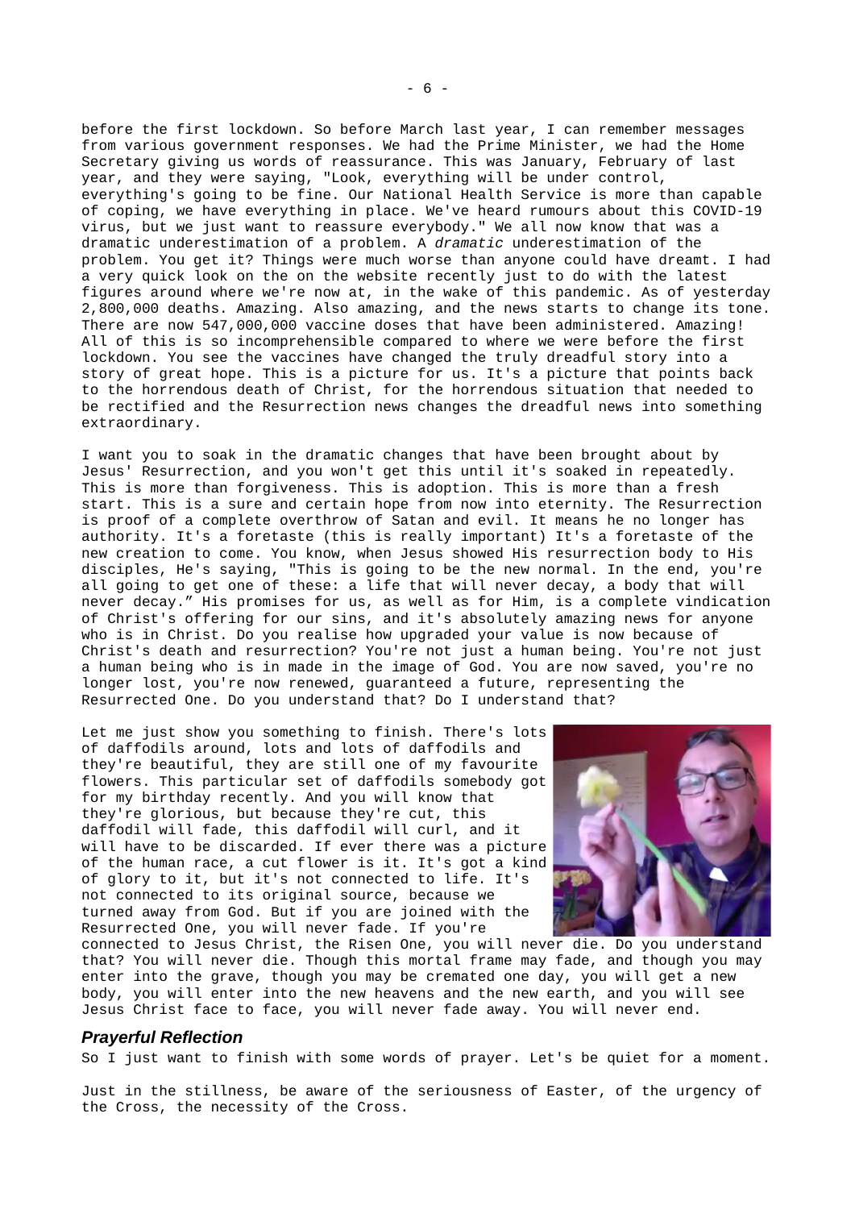before the first lockdown. So before March last year, I can remember messages from various government responses. We had the Prime Minister, we had the Home Secretary giving us words of reassurance. This was January, February of last year, and they were saying, "Look, everything will be under control, everything's going to be fine. Our National Health Service is more than capable of coping, we have everything in place. We've heard rumours about this COVID-19 virus, but we just want to reassure everybody." We all now know that was a dramatic underestimation of a problem. A *dramatic* underestimation of the problem. You get it? Things were much worse than anyone could have dreamt. I had a very quick look on the on the website recently just to do with the latest figures around where we're now at, in the wake of this pandemic. As of yesterday 2,800,000 deaths. Amazing. Also amazing, and the news starts to change its tone. There are now 547,000,000 vaccine doses that have been administered. Amazing! All of this is so incomprehensible compared to where we were before the first lockdown. You see the vaccines have changed the truly dreadful story into a story of great hope. This is a picture for us. It's a picture that points back to the horrendous death of Christ, for the horrendous situation that needed to be rectified and the Resurrection news changes the dreadful news into something extraordinary.

I want you to soak in the dramatic changes that have been brought about by Jesus' Resurrection, and you won't get this until it's soaked in repeatedly. This is more than forgiveness. This is adoption. This is more than a fresh start. This is a sure and certain hope from now into eternity. The Resurrection is proof of a complete overthrow of Satan and evil. It means he no longer has authority. It's a foretaste (this is really important) It's a foretaste of the new creation to come. You know, when Jesus showed His resurrection body to His disciples, He's saying, "This is going to be the new normal. In the end, you're all going to get one of these: a life that will never decay, a body that will never decay." His promises for us, as well as for Him, is a complete vindication of Christ's offering for our sins, and it's absolutely amazing news for anyone who is in Christ. Do you realise how upgraded your value is now because of Christ's death and resurrection? You're not just a human being. You're not just a human being who is in made in the image of God. You are now saved, you're no longer lost, you're now renewed, guaranteed a future, representing the Resurrected One. Do you understand that? Do I understand that?

Let me just show you something to finish. There's lots of daffodils around, lots and lots of daffodils and they're beautiful, they are still one of my favourite flowers. This particular set of daffodils somebody got for my birthday recently. And you will know that they're glorious, but because they're cut, this daffodil will fade, this daffodil will curl, and it will have to be discarded. If ever there was a picture of the human race, a cut flower is it. It's got a kind of glory to it, but it's not connected to life. It's not connected to its original source, because we turned away from God. But if you are joined with the Resurrected One, you will never fade. If you're connected to Jesus Christ, the Risen One, you will never die. Do you understand that? You will never die. Though this mortal frame may fade, and though you may enter into the grave, though you may be cremated one day, you will get a new body, you will enter into the new heavens and the new earth, and you will see Jesus Christ face to face, you will never fade away. You will never end.

### *Prayerful Reflection*

So I just want to finish with some words of prayer. Let's be quiet for a moment.

Just in the stillness, be aware of the seriousness of Easter, of the urgency of the Cross, the necessity of the Cross.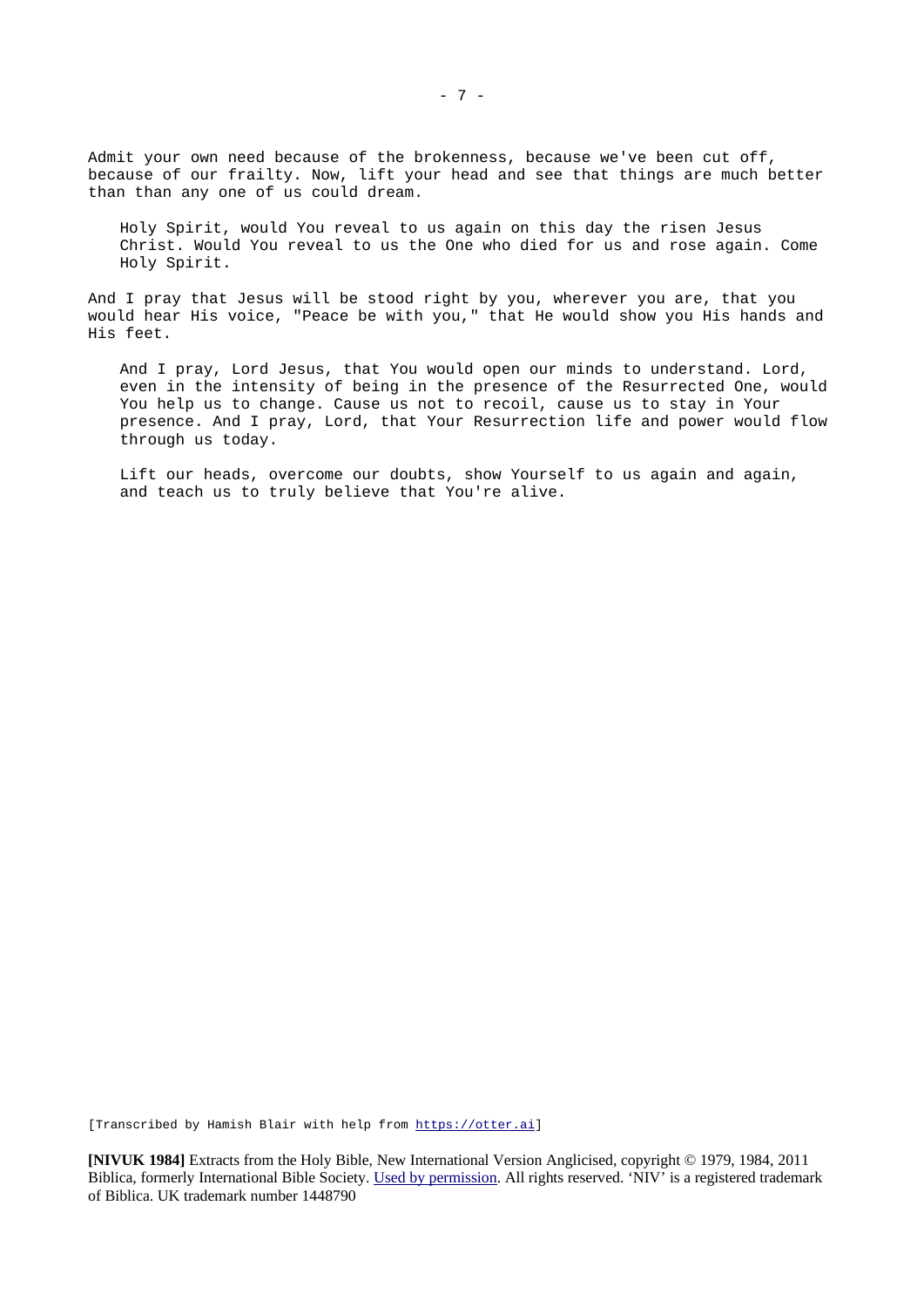Admit your own need because of the brokenness, because we've been cut off, because of our frailty. Now, lift your head and see that things are much better than than any one of us could dream.

> Holy Spirit, would You reveal to us again on this day the risen Jesus Christ. Would You reveal to us the One who died for us and rose again. Come Holy Spirit.

And I pray that Jesus will be stood right by you, wherever you are, that you would hear His voice, "Peace be with you," that He would show you His hands and His feet.

> And I pray, Lord Jesus, that You would open our minds to understand. Lord, even in the intensity of being in the presence of the Resurrected One, would You help us to change. Cause us not to recoil, cause us to stay in Your presence. And I pray, Lord, that Your Resurrection life and power would flow through us today.
>
> Lift our heads, overcome our doubts, show Yourself to us again and again, and teach us to truly believe that You're alive.

[Transcribed by Hamish Blair with help from https://otter.ai]

**[NIVUK 1984]** Extracts from the Holy Bible, New International Version Anglicised, copyright © 1979, 1984, 2011 Biblica, formerly International Bible Society. Used by permission. All rights reserved. 'NIV' is a registered trademark of Biblica. UK trademark number 1448790